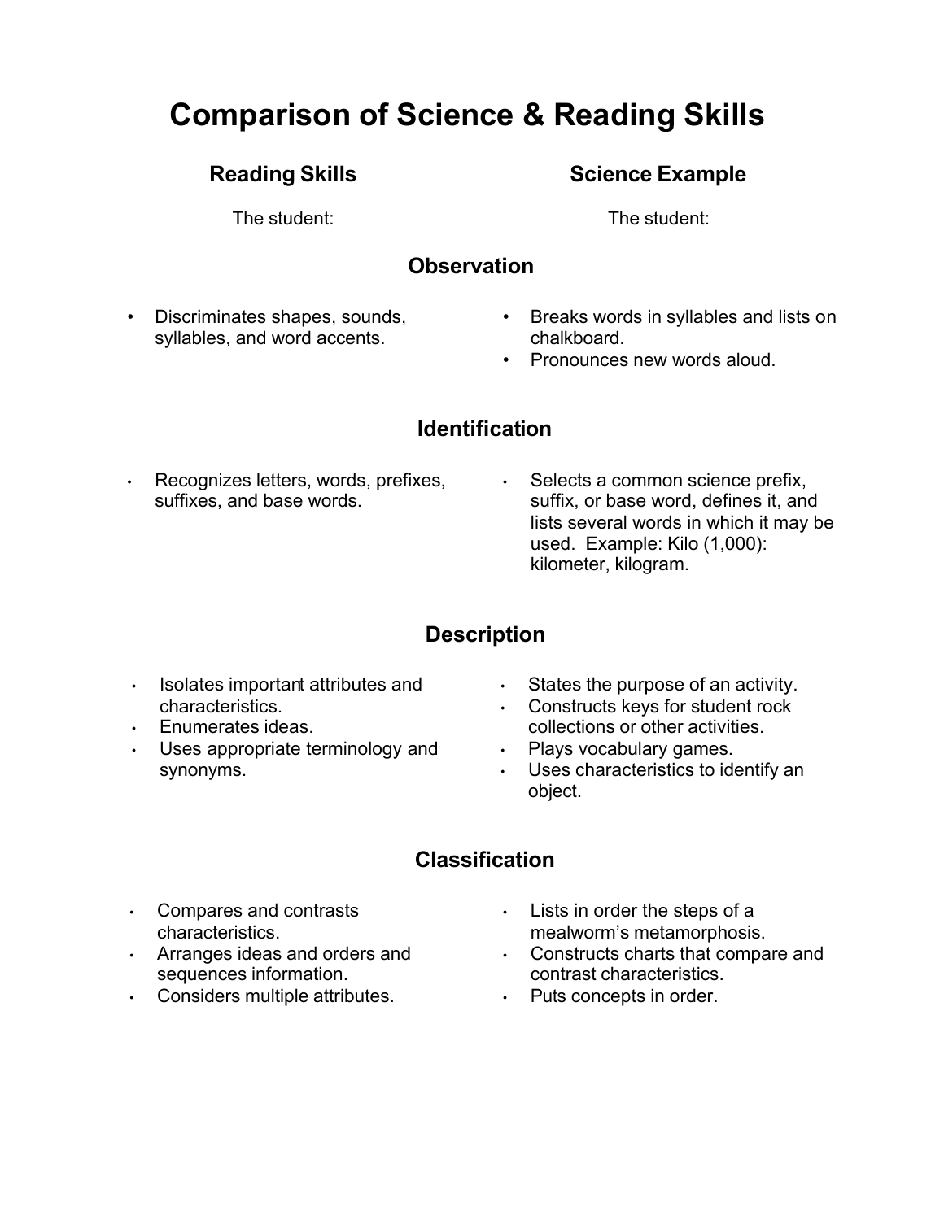# Comparison of Science & Reading Skills

| Reading Skills | Science Example |
| --- | --- |
| The student: | The student: |

## Observation

| Reading Skills | Science Example |
| --- | --- |
| • Discriminates shapes, sounds, syllables, and word accents. | • Breaks words in syllables and lists on chalkboard.<br>• Pronounces new words aloud. |

## Identification

| Reading Skills | Science Example |
| --- | --- |
| • Recognizes letters, words, prefixes, suffixes, and base words. | • Selects a common science prefix, suffix, or base word, defines it, and lists several words in which it may be used. Example: Kilo (1,000): kilometer, kilogram. |

## Description

| Reading Skills | Science Example |
| --- | --- |
| • Isolates important attributes and characteristics.<br>• Enumerates ideas.<br>• Uses appropriate terminology and synonyms. | • States the purpose of an activity.<br>• Constructs keys for student rock collections or other activities.<br>• Plays vocabulary games.<br>• Uses characteristics to identify an object. |

## Classification

| Reading Skills | Science Example |
| --- | --- |
| • Compares and contrasts characteristics.<br>• Arranges ideas and orders and sequences information.<br>• Considers multiple attributes. | • Lists in order the steps of a mealworm's metamorphosis.<br>• Constructs charts that compare and contrast characteristics.<br>• Puts concepts in order. |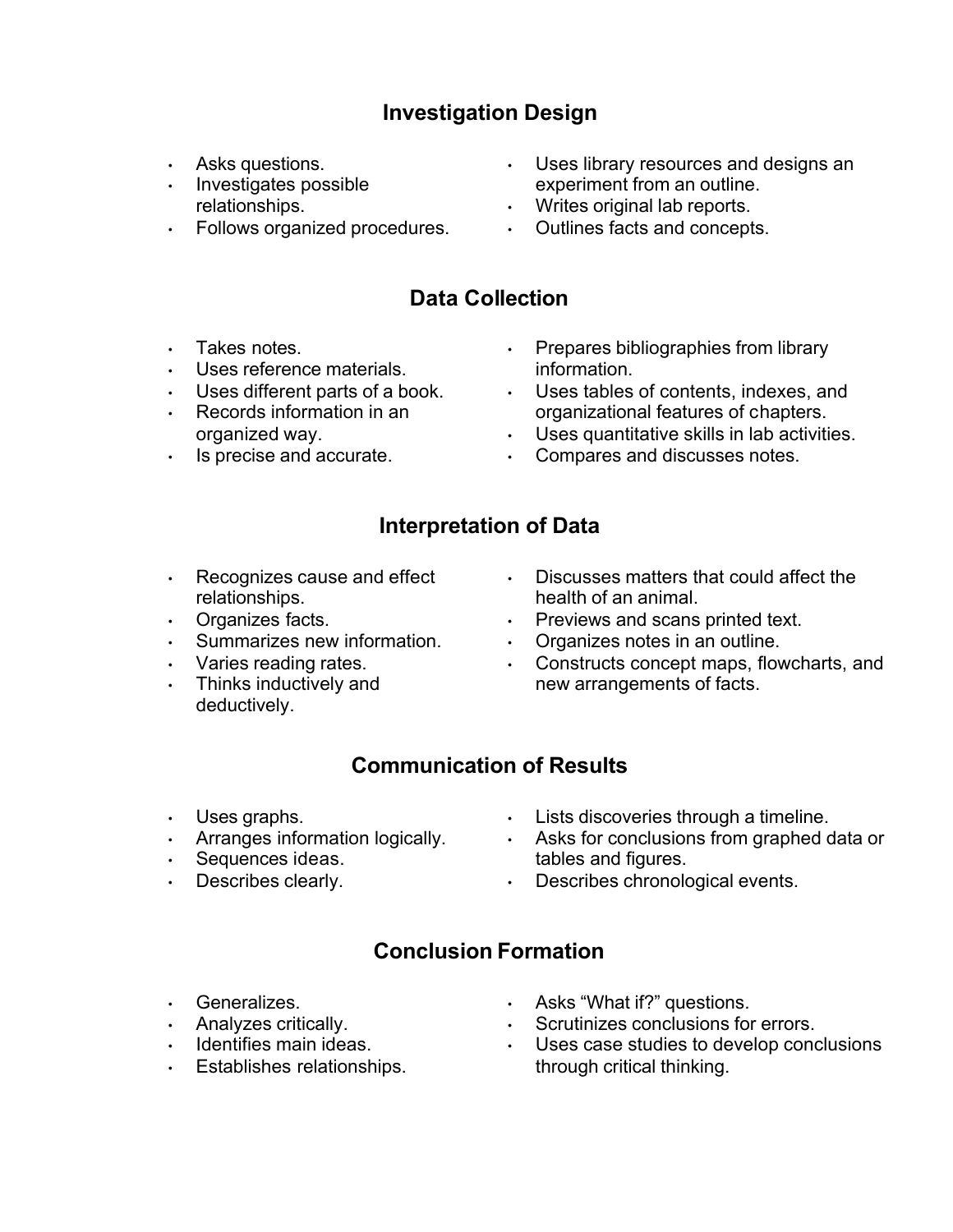## Investigation Design

- Asks questions.
- Investigates possible relationships.
- Follows organized procedures.
- Uses library resources and designs an experiment from an outline.
- Writes original lab reports.
- Outlines facts and concepts.

## Data Collection

- Takes notes.
- Uses reference materials.
- Uses different parts of a book.
- Records information in an organized way.
- Is precise and accurate.
- Prepares bibliographies from library information.
- Uses tables of contents, indexes, and organizational features of chapters.
- Uses quantitative skills in lab activities.
- Compares and discusses notes.

## Interpretation of Data

- Recognizes cause and effect relationships.
- Organizes facts.
- Summarizes new information.
- Varies reading rates.
- Thinks inductively and deductively.
- Discusses matters that could affect the health of an animal.
- Previews and scans printed text.
- Organizes notes in an outline.
- Constructs concept maps, flowcharts, and new arrangements of facts.

## Communication of Results

- Uses graphs.
- Arranges information logically.
- Sequences ideas.
- Describes clearly.
- Lists discoveries through a timeline.
- Asks for conclusions from graphed data or tables and figures.
- Describes chronological events.

## Conclusion Formation

- Generalizes.
- Analyzes critically.
- Identifies main ideas.
- Establishes relationships.
- Asks "What if?" questions.
- Scrutinizes conclusions for errors.
- Uses case studies to develop conclusions through critical thinking.